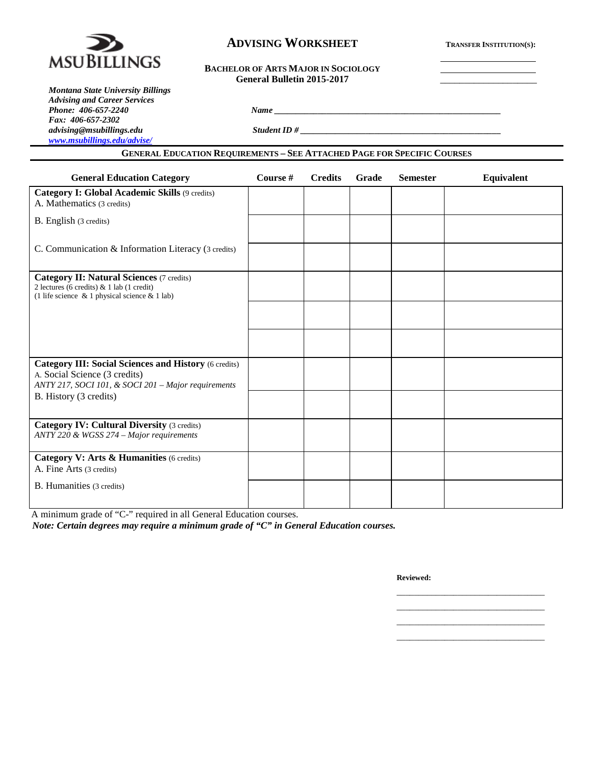MSU BILLINGS

# ADVISING WORKSHEET

**TRANSFER INSTITUTION(S):**

______________________

______________________

______________________

**BACHELOR OF ARTS MAJOR IN SOCIOLOGY**
**General Bulletin 2015-2017**

***Montana State University Billings***
***Advising and Career Services***
***Phone: 406-657-2240***
***Fax: 406-657-2302***
***advising@msubillings.edu***
***www.msubillings.edu/advise/***

***Name*** ______________________________________________________

***Student ID #*** ______________________________________________

## GENERAL EDUCATION REQUIREMENTS – SEE ATTACHED PAGE FOR SPECIFIC COURSES

| General Education Category | Course # | Credits | Grade | Semester | Equivalent |
|---|---|---|---|---|---|
| **Category I: Global Academic Skills** (9 credits)<br>A. Mathematics (3 credits) | | | | | |
| B. English (3 credits) | | | | | |
| C. Communication & Information Literacy (3 credits) | | | | | |
| **Category II: Natural Sciences** (7 credits)<br>2 lectures (6 credits) & 1 lab (1 credit)<br>(1 life science & 1 physical science & 1 lab) | | | | | |
| | | | | | |
| | | | | | |
| **Category III: Social Sciences and History** (6 credits)<br>A. Social Science (3 credits)<br>*ANTY 217, SOCI 101, & SOCI 201 – Major requirements* | | | | | |
| B. History (3 credits) | | | | | |
| **Category IV: Cultural Diversity** (3 credits)<br>*ANTY 220 & WGSS 274 – Major requirements* | | | | | |
| **Category V: Arts & Humanities** (6 credits)<br>A. Fine Arts (3 credits) | | | | | |
| B. Humanities (3 credits) | | | | | |

A minimum grade of "C-" required in all General Education courses.

***Note: Certain degrees may require a minimum grade of "C" in General Education courses.***

**Reviewed:**

__________________________________

__________________________________

__________________________________

__________________________________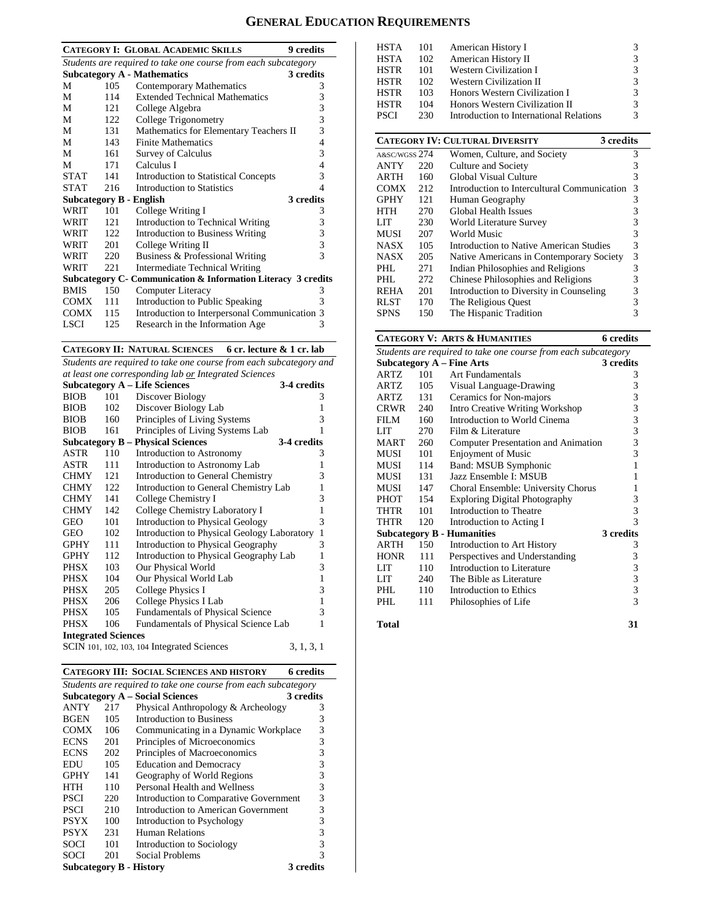# General Education Requirements

## Category I: Global Academic Skills — 9 credits

*Students are required to take one course from each subcategory*

| Subcategory A - Mathematics | | | 3 credits |
|---|---|---|---|
| M | 105 | Contemporary Mathematics | 3 |
| M | 114 | Extended Technical Mathematics | 3 |
| M | 121 | College Algebra | 3 |
| M | 122 | College Trigonometry | 3 |
| M | 131 | Mathematics for Elementary Teachers II | 3 |
| M | 143 | Finite Mathematics | 4 |
| M | 161 | Survey of Calculus | 3 |
| M | 171 | Calculus I | 4 |
| STAT | 141 | Introduction to Statistical Concepts | 3 |
| STAT | 216 | Introduction to Statistics | 4 |
| **Subcategory B - English** | | | **3 credits** |
| WRIT | 101 | College Writing I | 3 |
| WRIT | 121 | Introduction to Technical Writing | 3 |
| WRIT | 122 | Introduction to Business Writing | 3 |
| WRIT | 201 | College Writing II | 3 |
| WRIT | 220 | Business & Professional Writing | 3 |
| WRIT | 221 | Intermediate Technical Writing | |
| **Subcategory C- Communication & Information Literacy** | | | **3 credits** |
| BMIS | 150 | Computer Literacy | 3 |
| COMX | 111 | Introduction to Public Speaking | 3 |
| COMX | 115 | Introduction to Interpersonal Communication | 3 |
| LSCI | 125 | Research in the Information Age | 3 |

## Category II: Natural Sciences — 6 cr. lecture & 1 cr. lab

*Students are required to take one course from each subcategory and at least one corresponding lab or Integrated Sciences*

| Subcategory A – Life Sciences | | | 3-4 credits |
|---|---|---|---|
| BIOB | 101 | Discover Biology | 3 |
| BIOB | 102 | Discover Biology Lab | 1 |
| BIOB | 160 | Principles of Living Systems | 3 |
| BIOB | 161 | Principles of Living Systems Lab | 1 |
| **Subcategory B – Physical Sciences** | | | **3-4 credits** |
| ASTR | 110 | Introduction to Astronomy | 3 |
| ASTR | 111 | Introduction to Astronomy Lab | 1 |
| CHMY | 121 | Introduction to General Chemistry | 3 |
| CHMY | 122 | Introduction to General Chemistry Lab | 1 |
| CHMY | 141 | College Chemistry I | 3 |
| CHMY | 142 | College Chemistry Laboratory I | 1 |
| GEO | 101 | Introduction to Physical Geology | 3 |
| GEO | 102 | Introduction to Physical Geology Laboratory | 1 |
| GPHY | 111 | Introduction to Physical Geography | 3 |
| GPHY | 112 | Introduction to Physical Geography Lab | 1 |
| PHSX | 103 | Our Physical World | 3 |
| PHSX | 104 | Our Physical World Lab | 1 |
| PHSX | 205 | College Physics I | 3 |
| PHSX | 206 | College Physics I Lab | 1 |
| PHSX | 105 | Fundamentals of Physical Science | 3 |
| PHSX | 106 | Fundamentals of Physical Science Lab | 1 |
| **Integrated Sciences** | | | |
| SCIN | 101, 102, 103, 104 | Integrated Sciences | 3, 1, 3, 1 |

## Category III: Social Sciences and History — 6 credits

*Students are required to take one course from each subcategory*

| Subcategory A – Social Sciences | | | 3 credits |
|---|---|---|---|
| ANTY | 217 | Physical Anthropology & Archeology | 3 |
| BGEN | 105 | Introduction to Business | 3 |
| COMX | 106 | Communicating in a Dynamic Workplace | 3 |
| ECNS | 201 | Principles of Microeconomics | 3 |
| ECNS | 202 | Principles of Macroeconomics | 3 |
| EDU | 105 | Education and Democracy | 3 |
| GPHY | 141 | Geography of World Regions | 3 |
| HTH | 110 | Personal Health and Wellness | 3 |
| PSCI | 220 | Introduction to Comparative Government | 3 |
| PSCI | 210 | Introduction to American Government | 3 |
| PSYX | 100 | Introduction to Psychology | 3 |
| PSYX | 231 | Human Relations | 3 |
| SOCI | 101 | Introduction to Sociology | 3 |
| SOCI | 201 | Social Problems | 3 |
| **Subcategory B - History** | | | **3 credits** |
| HSTA | 101 | American History I | 3 |
| HSTA | 102 | American History II | 3 |
| HSTR | 101 | Western Civilization I | 3 |
| HSTR | 102 | Western Civilization II | 3 |
| HSTR | 103 | Honors Western Civilization I | 3 |
| HSTR | 104 | Honors Western Civilization II | 3 |
| PSCI | 230 | Introduction to International Relations | 3 |

## Category IV: Cultural Diversity — 3 credits

| | | | |
|---|---|---|---|
| A&SC/WGSS | 274 | Women, Culture, and Society | 3 |
| ANTY | 220 | Culture and Society | 3 |
| ARTH | 160 | Global Visual Culture | 3 |
| COMX | 212 | Introduction to Intercultural Communication | 3 |
| GPHY | 121 | Human Geography | 3 |
| HTH | 270 | Global Health Issues | 3 |
| LIT | 230 | World Literature Survey | 3 |
| MUSI | 207 | World Music | 3 |
| NASX | 105 | Introduction to Native American Studies | 3 |
| NASX | 205 | Native Americans in Contemporary Society | 3 |
| PHL | 271 | Indian Philosophies and Religions | 3 |
| PHL | 272 | Chinese Philosophies and Religions | 3 |
| REHA | 201 | Introduction to Diversity in Counseling | 3 |
| RLST | 170 | The Religious Quest | 3 |
| SPNS | 150 | The Hispanic Tradition | 3 |

## Category V: Arts & Humanities — 6 credits

*Students are required to take one course from each subcategory*

| Subcategory A – Fine Arts | | | 3 credits |
|---|---|---|---|
| ARTZ | 101 | Art Fundamentals | 3 |
| ARTZ | 105 | Visual Language-Drawing | 3 |
| ARTZ | 131 | Ceramics for Non-majors | 3 |
| CRWR | 240 | Intro Creative Writing Workshop | 3 |
| FILM | 160 | Introduction to World Cinema | 3 |
| LIT | 270 | Film & Literature | 3 |
| MART | 260 | Computer Presentation and Animation | 3 |
| MUSI | 101 | Enjoyment of Music | 3 |
| MUSI | 114 | Band: MSUB Symphonic | 1 |
| MUSI | 131 | Jazz Ensemble I: MSUB | 1 |
| MUSI | 147 | Choral Ensemble: University Chorus | 1 |
| PHOT | 154 | Exploring Digital Photography | 3 |
| THTR | 101 | Introduction to Theatre | 3 |
| THTR | 120 | Introduction to Acting I | 3 |
| **Subcategory B - Humanities** | | | **3 credits** |
| ARTH | 150 | Introduction to Art History | 3 |
| HONR | 111 | Perspectives and Understanding | 3 |
| LIT | 110 | Introduction to Literature | 3 |
| LIT | 240 | The Bible as Literature | 3 |
| PHL | 110 | Introduction to Ethics | 3 |
| PHL | 111 | Philosophies of Life | 3 |

**Total** **31**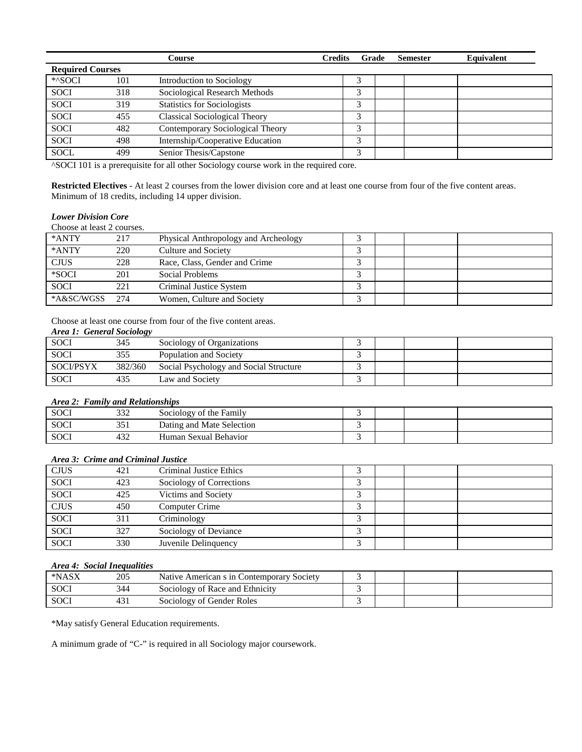| | | Course | Credits | Grade | Semester | Equivalent |
|---|---|---|---|---|---|---|
| **Required Courses** | | | | | | |
| *^SOCI | 101 | Introduction to Sociology | 3 | | | |
| SOCI | 318 | Sociological Research Methods | 3 | | | |
| SOCI | 319 | Statistics for Sociologists | 3 | | | |
| SOCI | 455 | Classical Sociological Theory | 3 | | | |
| SOCI | 482 | Contemporary Sociological Theory | 3 | | | |
| SOCI | 498 | Internship/Cooperative Education | 3 | | | |
| SOCL | 499 | Senior Thesis/Capstone | 3 | | | |

^SOCI 101 is a prerequisite for all other Sociology course work in the required core.

**Restricted Electives** - At least 2 courses from the lower division core and at least one course from four of the five content areas. Minimum of 18 credits, including 14 upper division.

***Lower Division Core***

Choose at least 2 courses.

| | | | Credits | Grade | Semester | Equivalent |
|---|---|---|---|---|---|---|
| *ANTY | 217 | Physical Anthropology and Archeology | 3 | | | |
| *ANTY | 220 | Culture and Society | 3 | | | |
| CJUS | 228 | Race, Class, Gender and Crime | 3 | | | |
| *SOCI | 201 | Social Problems | 3 | | | |
| SOCI | 221 | Criminal Justice System | 3 | | | |
| *A&SC/WGSS | 274 | Women, Culture and Society | 3 | | | |

Choose at least one course from four of the five content areas.

***Area 1: General Sociology***

| | | | Credits | Grade | Semester | Equivalent |
|---|---|---|---|---|---|---|
| SOCI | 345 | Sociology of Organizations | 3 | | | |
| SOCI | 355 | Population and Society | 3 | | | |
| SOCI/PSYX | 382/360 | Social Psychology and Social Structure | 3 | | | |
| SOCI | 435 | Law and Society | 3 | | | |

***Area 2: Family and Relationships***

| | | | Credits | Grade | Semester | Equivalent |
|---|---|---|---|---|---|---|
| SOCI | 332 | Sociology of the Family | 3 | | | |
| SOCI | 351 | Dating and Mate Selection | 3 | | | |
| SOCI | 432 | Human Sexual Behavior | 3 | | | |

***Area 3: Crime and Criminal Justice***

| | | | Credits | Grade | Semester | Equivalent |
|---|---|---|---|---|---|---|
| CJUS | 421 | Criminal Justice Ethics | 3 | | | |
| SOCI | 423 | Sociology of Corrections | 3 | | | |
| SOCI | 425 | Victims and Society | 3 | | | |
| CJUS | 450 | Computer Crime | 3 | | | |
| SOCI | 311 | Criminology | 3 | | | |
| SOCI | 327 | Sociology of Deviance | 3 | | | |
| SOCI | 330 | Juvenile Delinquency | 3 | | | |

***Area 4: Social Inequalities***

| | | | Credits | Grade | Semester | Equivalent |
|---|---|---|---|---|---|---|
| *NASX | 205 | Native American s in Contemporary Society | 3 | | | |
| SOCI | 344 | Sociology of Race and Ethnicity | 3 | | | |
| SOCI | 431 | Sociology of Gender Roles | 3 | | | |

*May satisfy General Education requirements.

A minimum grade of "C-" is required in all Sociology major coursework.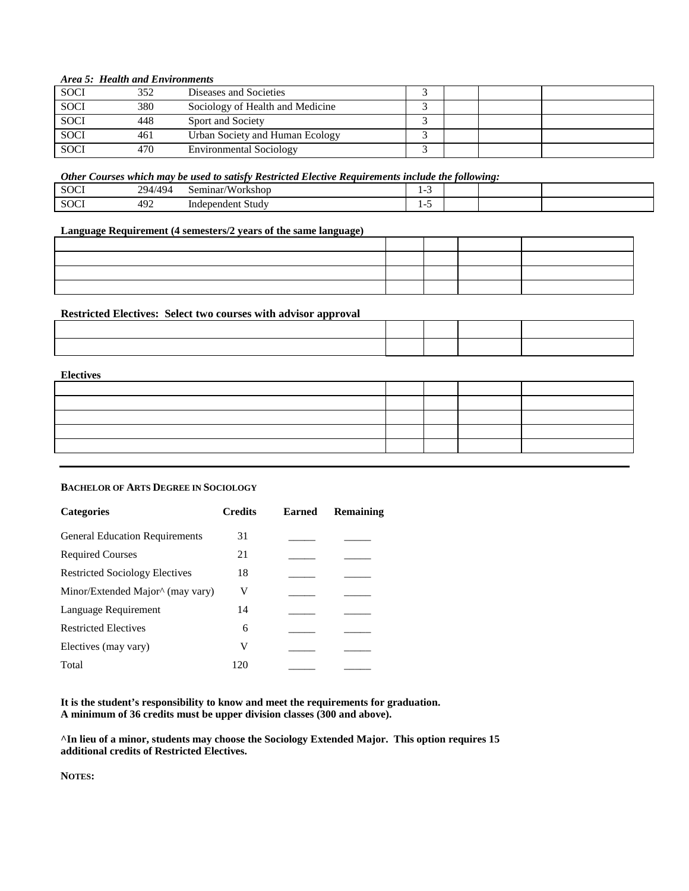*Area 5: Health and Environments*

| | | | | | | |
|---|---|---|---|---|---|---|
| SOCI | 352 | Diseases and Societies | 3 | | | |
| SOCI | 380 | Sociology of Health and Medicine | 3 | | | |
| SOCI | 448 | Sport and Society | 3 | | | |
| SOCI | 461 | Urban Society and Human Ecology | 3 | | | |
| SOCI | 470 | Environmental Sociology | 3 | | | |

***Other Courses which may be used to satisfy Restricted Elective Requirements include the following:***

| | | | | | | |
|---|---|---|---|---|---|---|
| SOCI | 294/494 | Seminar/Workshop | 1-3 | | | |
| SOCI | 492 | Independent Study | 1-5 | | | |

**Language Requirement (4 semesters/2 years of the same language)**

| | | | | |
|---|---|---|---|---|
| | | | | |
| | | | | |
| | | | | |
| | | | | |

**Restricted Electives: Select two courses with advisor approval**

| | | | | |
|---|---|---|---|---|
| | | | | |
| | | | | |

**Electives**

| | | | | |
|---|---|---|---|---|
| | | | | |
| | | | | |
| | | | | |
| | | | | |
| | | | | |

---

**BACHELOR OF ARTS DEGREE IN SOCIOLOGY**

| **Categories** | **Credits** | **Earned** | **Remaining** |
|---|---|---|---|
| General Education Requirements | 31 | _____ | _____ |
| Required Courses | 21 | _____ | _____ |
| Restricted Sociology Electives | 18 | _____ | _____ |
| Minor/Extended Major^ (may vary) | V | _____ | _____ |
| Language Requirement | 14 | _____ | _____ |
| Restricted Electives | 6 | _____ | _____ |
| Electives (may vary) | V | _____ | _____ |
| Total | 120 | _____ | _____ |

**It is the student's responsibility to know and meet the requirements for graduation.**
**A minimum of 36 credits must be upper division classes (300 and above).**

**^In lieu of a minor, students may choose the Sociology Extended Major. This option requires 15 additional credits of Restricted Electives.**

**NOTES:**